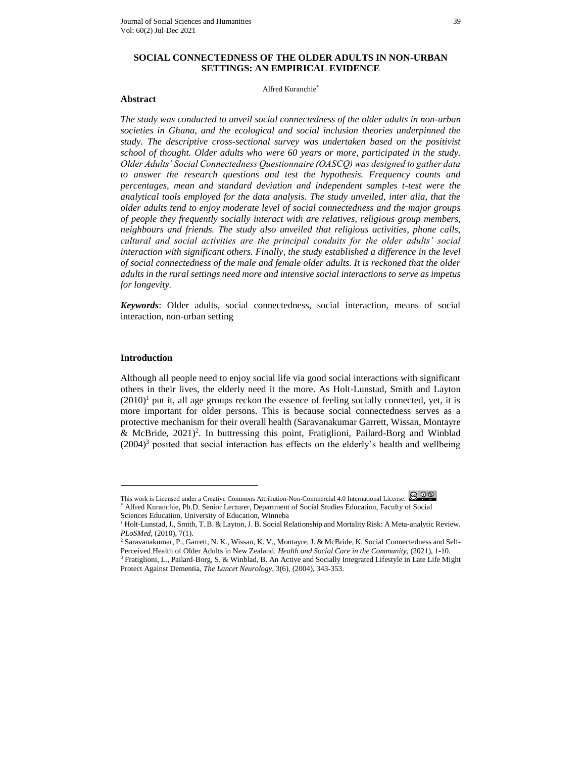# SOCIAL CONNECTEDNESS OF THE OLDER ADULTS IN NON-URBAN SETTINGS: AN EMPIRICAL EVIDENCE

Alfred Kuranchie[*]

## Abstract

*The study was conducted to unveil social connectedness of the older adults in non-urban societies in Ghana, and the ecological and social inclusion theories underpinned the study. The descriptive cross-sectional survey was undertaken based on the positivist school of thought. Older adults who were 60 years or more, participated in the study. Older Adults' Social Connectedness Questionnaire (OASCQ) was designed to gather data to answer the research questions and test the hypothesis. Frequency counts and percentages, mean and standard deviation and independent samples t-test were the analytical tools employed for the data analysis. The study unveiled, inter alia, that the older adults tend to enjoy moderate level of social connectedness and the major groups of people they frequently socially interact with are relatives, religious group members, neighbours and friends. The study also unveiled that religious activities, phone calls, cultural and social activities are the principal conduits for the older adults' social interaction with significant others. Finally, the study established a difference in the level of social connectedness of the male and female older adults. It is reckoned that the older adults in the rural settings need more and intensive social interactions to serve as impetus for longevity.*

***Keywords***: Older adults, social connectedness, social interaction, means of social interaction, non-urban setting

## Introduction

Although all people need to enjoy social life via good social interactions with significant others in their lives, the elderly need it the more. As Holt-Lunstad, Smith and Layton (2010)[1] put it, all age groups reckon the essence of feeling socially connected, yet, it is more important for older persons. This is because social connectedness serves as a protective mechanism for their overall health (Saravanakumar Garrett, Wissan, Montayre & McBride, 2021)[2]. In buttressing this point, Fratiglioni, Pailard-Borg and Winblad (2004)[3] posited that social interaction has effects on the elderly's health and wellbeing

---

This work is Licensed under a Creative Commons Attribution-Non-Commercial 4.0 International License.

[*] Alfred Kuranchie, Ph.D. Senior Lecturer, Department of Social Studies Education, Faculty of Social Sciences Education, University of Education, Winneba

[1] Holt-Lunstad, J., Smith, T. B. & Layton, J. B. Social Relationship and Mortality Risk: A Meta-analytic Review. *PLoSMed*, (2010), 7(1).

[2] Saravanakumar, P., Garrett, N. K., Wissan, K. V., Montayre, J. & McBride, K. Social Connectedness and Self-Perceived Health of Older Adults in New Zealand. *Health and Social Care in the Community*, (2021), 1-10.

[3] Fratiglioni, L., Pailard-Borg, S. & Winblad, B. An Active and Socially Integrated Lifestyle in Late Life Might Protect Against Dementia, *The Lancet Neurology*, 3(6), (2004), 343-353.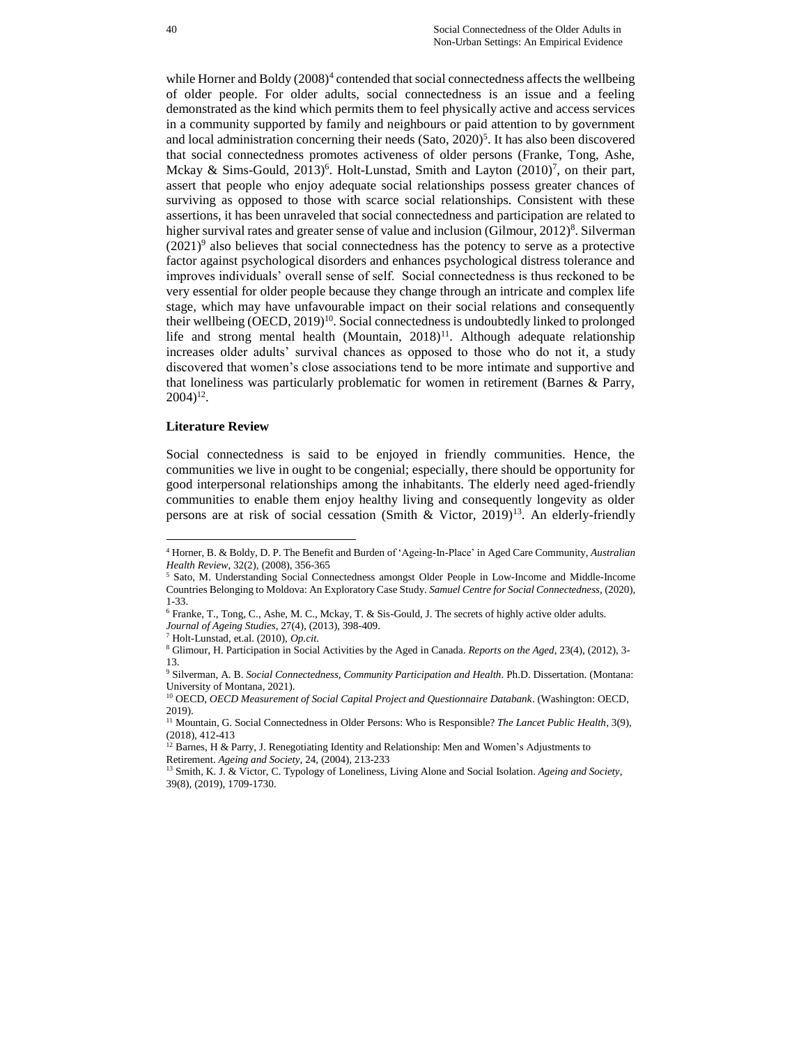while Horner and Boldy (2008)[4] contended that social connectedness affects the wellbeing of older people. For older adults, social connectedness is an issue and a feeling demonstrated as the kind which permits them to feel physically active and access services in a community supported by family and neighbours or paid attention to by government and local administration concerning their needs (Sato, 2020)[5]. It has also been discovered that social connectedness promotes activeness of older persons (Franke, Tong, Ashe, Mckay & Sims-Gould, 2013)[6]. Holt-Lunstad, Smith and Layton (2010)[7], on their part, assert that people who enjoy adequate social relationships possess greater chances of surviving as opposed to those with scarce social relationships. Consistent with these assertions, it has been unraveled that social connectedness and participation are related to higher survival rates and greater sense of value and inclusion (Gilmour, 2012)[8]. Silverman (2021)[9] also believes that social connectedness has the potency to serve as a protective factor against psychological disorders and enhances psychological distress tolerance and improves individuals' overall sense of self. Social connectedness is thus reckoned to be very essential for older people because they change through an intricate and complex life stage, which may have unfavourable impact on their social relations and consequently their wellbeing (OECD, 2019)[10]. Social connectedness is undoubtedly linked to prolonged life and strong mental health (Mountain, 2018)[11]. Although adequate relationship increases older adults' survival chances as opposed to those who do not it, a study discovered that women's close associations tend to be more intimate and supportive and that loneliness was particularly problematic for women in retirement (Barnes & Parry, 2004)[12].

**Literature Review**

Social connectedness is said to be enjoyed in friendly communities. Hence, the communities we live in ought to be congenial; especially, there should be opportunity for good interpersonal relationships among the inhabitants. The elderly need aged-friendly communities to enable them enjoy healthy living and consequently longevity as older persons are at risk of social cessation (Smith & Victor, 2019)[13]. An elderly-friendly

---

[4] Horner, B. & Boldy, D. P. The Benefit and Burden of 'Ageing-In-Place' in Aged Care Community, *Australian Health Review*, 32(2), (2008), 356-365

[5] Sato, M. Understanding Social Connectedness amongst Older People in Low-Income and Middle-Income Countries Belonging to Moldova: An Exploratory Case Study. *Samuel Centre for Social Connectedness*, (2020), 1-33.

[6] Franke, T., Tong, C., Ashe, M. C., Mckay, T. & Sis-Gould, J. The secrets of highly active older adults. *Journal of Ageing Studies*, 27(4), (2013), 398-409.

[7] Holt-Lunstad, et.al. (2010), *Op.cit.*

[8] Glimour, H. Participation in Social Activities by the Aged in Canada. *Reports on the Aged*, 23(4), (2012), 3-13.

[9] Silverman, A. B. *Social Connectedness, Community Participation and Health*. Ph.D. Dissertation. (Montana: University of Montana, 2021).

[10] OECD, *OECD Measurement of Social Capital Project and Questionnaire Databank*. (Washington: OECD, 2019).

[11] Mountain, G. Social Connectedness in Older Persons: Who is Responsible? *The Lancet Public Health*, 3(9), (2018), 412-413

[12] Barnes, H & Parry, J. Renegotiating Identity and Relationship: Men and Women's Adjustments to Retirement. *Ageing and Society*, 24, (2004), 213-233

[13] Smith, K. J. & Victor, C. Typology of Loneliness, Living Alone and Social Isolation. *Ageing and Society*, 39(8), (2019), 1709-1730.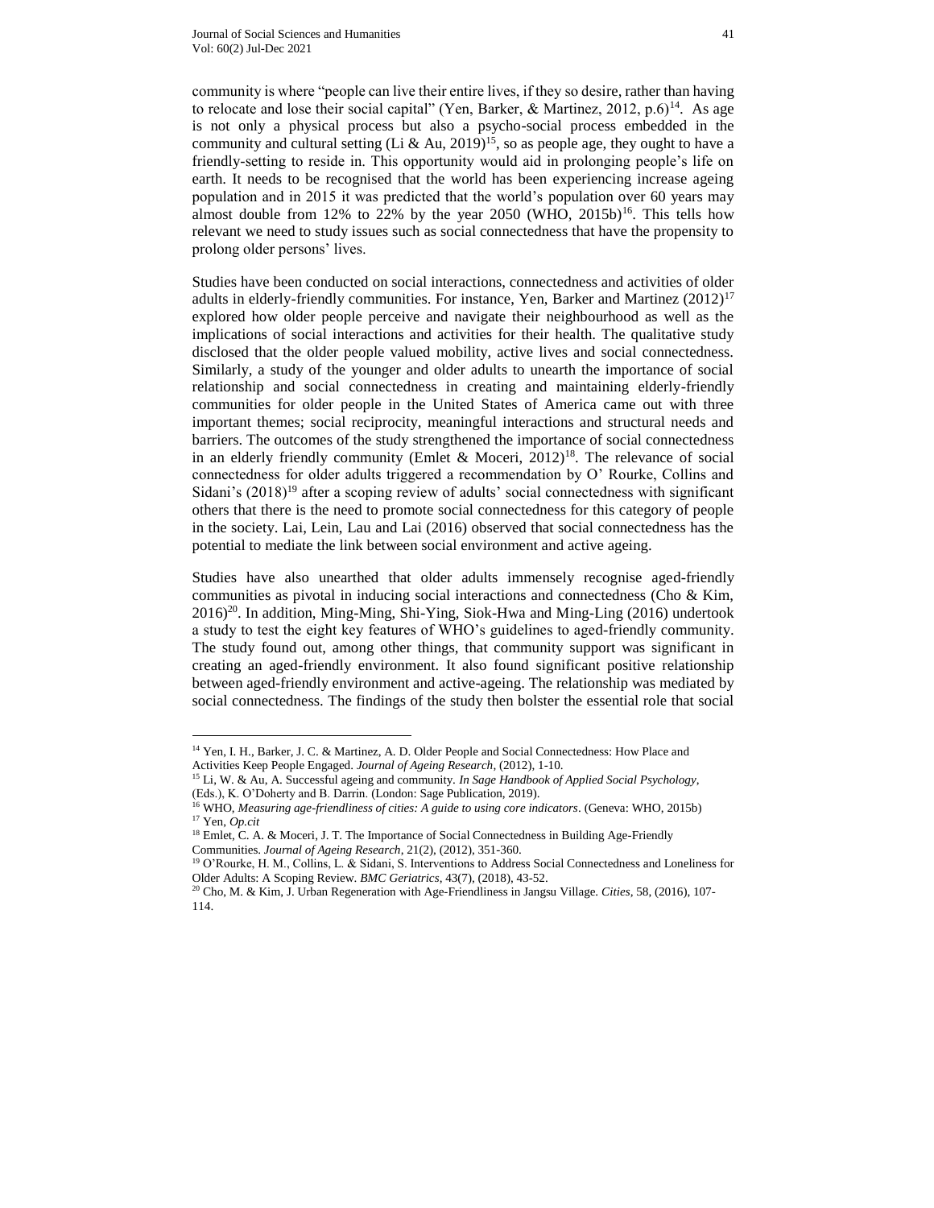community is where "people can live their entire lives, if they so desire, rather than having to relocate and lose their social capital" (Yen, Barker, & Martinez, 2012, p.6)[14]. As age is not only a physical process but also a psycho-social process embedded in the community and cultural setting (Li & Au, 2019)[15], so as people age, they ought to have a friendly-setting to reside in. This opportunity would aid in prolonging people's life on earth. It needs to be recognised that the world has been experiencing increase ageing population and in 2015 it was predicted that the world's population over 60 years may almost double from 12% to 22% by the year 2050 (WHO, 2015b)[16]. This tells how relevant we need to study issues such as social connectedness that have the propensity to prolong older persons' lives.

Studies have been conducted on social interactions, connectedness and activities of older adults in elderly-friendly communities. For instance, Yen, Barker and Martinez (2012)[17] explored how older people perceive and navigate their neighbourhood as well as the implications of social interactions and activities for their health. The qualitative study disclosed that the older people valued mobility, active lives and social connectedness. Similarly, a study of the younger and older adults to unearth the importance of social relationship and social connectedness in creating and maintaining elderly-friendly communities for older people in the United States of America came out with three important themes; social reciprocity, meaningful interactions and structural needs and barriers. The outcomes of the study strengthened the importance of social connectedness in an elderly friendly community (Emlet & Moceri, 2012)[18]. The relevance of social connectedness for older adults triggered a recommendation by O' Rourke, Collins and Sidani's (2018)[19] after a scoping review of adults' social connectedness with significant others that there is the need to promote social connectedness for this category of people in the society. Lai, Lein, Lau and Lai (2016) observed that social connectedness has the potential to mediate the link between social environment and active ageing.

Studies have also unearthed that older adults immensely recognise aged-friendly communities as pivotal in inducing social interactions and connectedness (Cho & Kim, 2016)[20]. In addition, Ming-Ming, Shi-Ying, Siok-Hwa and Ming-Ling (2016) undertook a study to test the eight key features of WHO's guidelines to aged-friendly community. The study found out, among other things, that community support was significant in creating an aged-friendly environment. It also found significant positive relationship between aged-friendly environment and active-ageing. The relationship was mediated by social connectedness. The findings of the study then bolster the essential role that social

---

[14] Yen, I. H., Barker, J. C. & Martinez, A. D. Older People and Social Connectedness: How Place and Activities Keep People Engaged. *Journal of Ageing Research*, (2012), 1-10.

[15] Li, W. & Au, A. Successful ageing and community. *In Sage Handbook of Applied Social Psychology*, (Eds.), K. O'Doherty and B. Darrin. (London: Sage Publication, 2019).

[16] WHO, *Measuring age-friendliness of cities: A guide to using core indicators*. (Geneva: WHO, 2015b)

[17] Yen, *Op.cit*

[18] Emlet, C. A. & Moceri, J. T. The Importance of Social Connectedness in Building Age-Friendly Communities. *Journal of Ageing Research*, 21(2), (2012), 351-360.

[19] O'Rourke, H. M., Collins, L. & Sidani, S. Interventions to Address Social Connectedness and Loneliness for Older Adults: A Scoping Review. *BMC Geriatrics*, 43(7), (2018), 43-52.

[20] Cho, M. & Kim, J. Urban Regeneration with Age-Friendliness in Jangsu Village. *Cities*, 58, (2016), 107-114.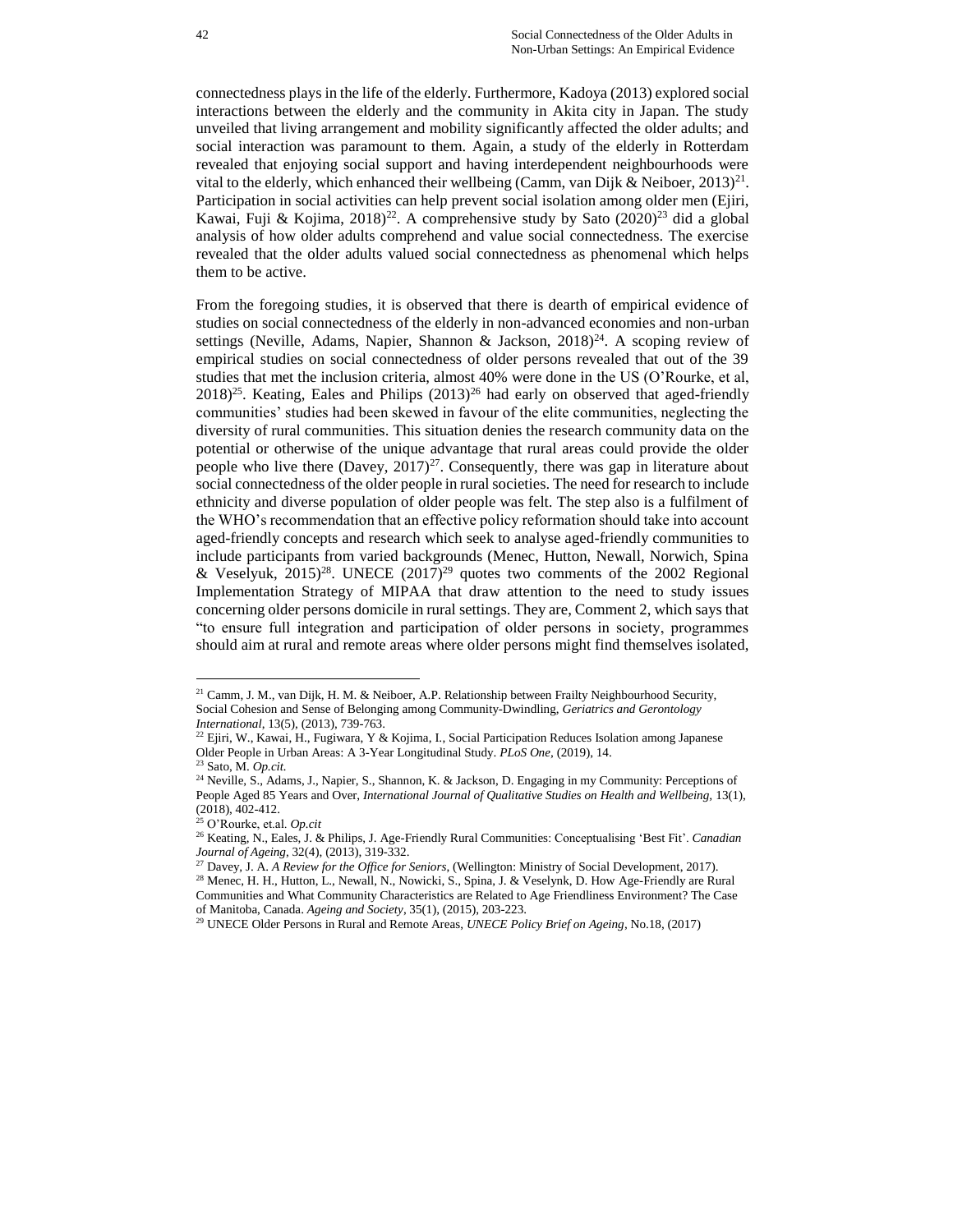connectedness plays in the life of the elderly. Furthermore, Kadoya (2013) explored social interactions between the elderly and the community in Akita city in Japan. The study unveiled that living arrangement and mobility significantly affected the older adults; and social interaction was paramount to them. Again, a study of the elderly in Rotterdam revealed that enjoying social support and having interdependent neighbourhoods were vital to the elderly, which enhanced their wellbeing (Camm, van Dijk & Neiboer, 2013)[21]. Participation in social activities can help prevent social isolation among older men (Ejiri, Kawai, Fuji & Kojima, 2018)[22]. A comprehensive study by Sato (2020)[23] did a global analysis of how older adults comprehend and value social connectedness. The exercise revealed that the older adults valued social connectedness as phenomenal which helps them to be active.

From the foregoing studies, it is observed that there is dearth of empirical evidence of studies on social connectedness of the elderly in non-advanced economies and non-urban settings (Neville, Adams, Napier, Shannon & Jackson, 2018)[24]. A scoping review of empirical studies on social connectedness of older persons revealed that out of the 39 studies that met the inclusion criteria, almost 40% were done in the US (O'Rourke, et al, 2018)[25]. Keating, Eales and Philips (2013)[26] had early on observed that aged-friendly communities' studies had been skewed in favour of the elite communities, neglecting the diversity of rural communities. This situation denies the research community data on the potential or otherwise of the unique advantage that rural areas could provide the older people who live there (Davey, 2017)[27]. Consequently, there was gap in literature about social connectedness of the older people in rural societies. The need for research to include ethnicity and diverse population of older people was felt. The step also is a fulfilment of the WHO's recommendation that an effective policy reformation should take into account aged-friendly concepts and research which seek to analyse aged-friendly communities to include participants from varied backgrounds (Menec, Hutton, Newall, Norwich, Spina & Veselyuk, 2015)[28]. UNECE (2017)[29] quotes two comments of the 2002 Regional Implementation Strategy of MIPAA that draw attention to the need to study issues concerning older persons domicile in rural settings. They are, Comment 2, which says that "to ensure full integration and participation of older persons in society, programmes should aim at rural and remote areas where older persons might find themselves isolated,

---

[21] Camm, J. M., van Dijk, H. M. & Neiboer, A.P. Relationship between Frailty Neighbourhood Security, Social Cohesion and Sense of Belonging among Community-Dwindling, *Geriatrics and Gerontology International*, 13(5), (2013), 739-763.

[22] Ejiri, W., Kawai, H., Fugiwara, Y & Kojima, I., Social Participation Reduces Isolation among Japanese Older People in Urban Areas: A 3-Year Longitudinal Study. *PLoS One*, (2019), 14.

[23] Sato, M. *Op.cit.*

[24] Neville, S., Adams, J., Napier, S., Shannon, K. & Jackson, D. Engaging in my Community: Perceptions of People Aged 85 Years and Over, *International Journal of Qualitative Studies on Health and Wellbeing*, 13(1), (2018), 402-412.

[25] O'Rourke, et.al. *Op.cit*

[26] Keating, N., Eales, J. & Philips, J. Age-Friendly Rural Communities: Conceptualising 'Best Fit'. *Canadian Journal of Ageing*, 32(4), (2013), 319-332.

[27] Davey, J. A. *A Review for the Office for Seniors*, (Wellington: Ministry of Social Development, 2017).

[28] Menec, H. H., Hutton, L., Newall, N., Nowicki, S., Spina, J. & Veselynk, D. How Age-Friendly are Rural Communities and What Community Characteristics are Related to Age Friendliness Environment? The Case of Manitoba, Canada. *Ageing and Society*, 35(1), (2015), 203-223.

[29] UNECE Older Persons in Rural and Remote Areas, *UNECE Policy Brief on Ageing*, No.18, (2017)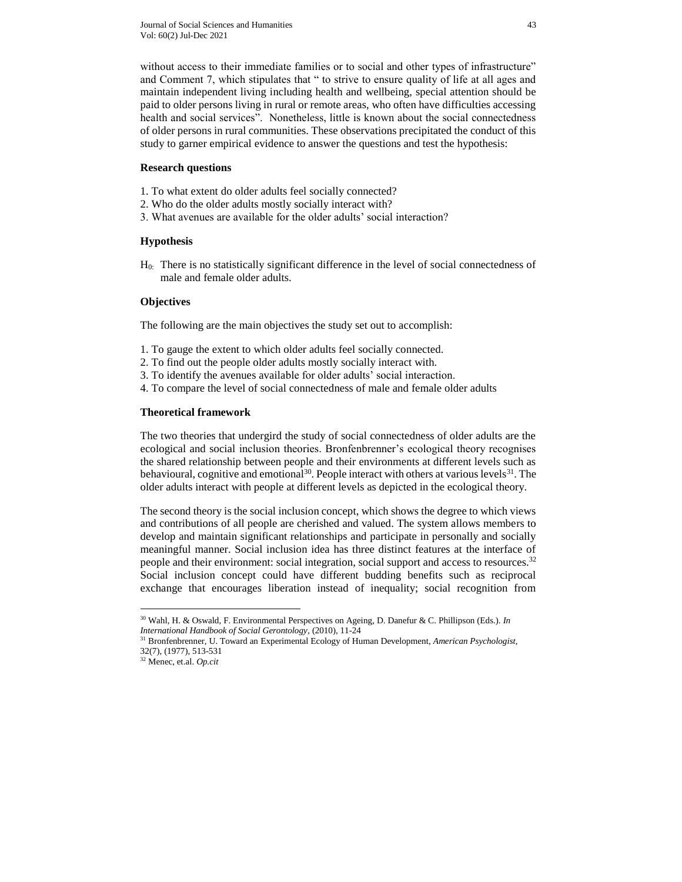without access to their immediate families or to social and other types of infrastructure" and Comment 7, which stipulates that " to strive to ensure quality of life at all ages and maintain independent living including health and wellbeing, special attention should be paid to older persons living in rural or remote areas, who often have difficulties accessing health and social services". Nonetheless, little is known about the social connectedness of older persons in rural communities. These observations precipitated the conduct of this study to garner empirical evidence to answer the questions and test the hypothesis:

### Research questions

1. To what extent do older adults feel socially connected?
2. Who do the older adults mostly socially interact with?
3. What avenues are available for the older adults' social interaction?

### Hypothesis

$H_0$: There is no statistically significant difference in the level of social connectedness of male and female older adults.

### Objectives

The following are the main objectives the study set out to accomplish:

1. To gauge the extent to which older adults feel socially connected.
2. To find out the people older adults mostly socially interact with.
3. To identify the avenues available for older adults' social interaction.
4. To compare the level of social connectedness of male and female older adults

### Theoretical framework

The two theories that undergird the study of social connectedness of older adults are the ecological and social inclusion theories. Bronfenbrenner's ecological theory recognises the shared relationship between people and their environments at different levels such as behavioural, cognitive and emotional[30]. People interact with others at various levels[31]. The older adults interact with people at different levels as depicted in the ecological theory.

The second theory is the social inclusion concept, which shows the degree to which views and contributions of all people are cherished and valued. The system allows members to develop and maintain significant relationships and participate in personally and socially meaningful manner. Social inclusion idea has three distinct features at the interface of people and their environment: social integration, social support and access to resources.[32] Social inclusion concept could have different budding benefits such as reciprocal exchange that encourages liberation instead of inequality; social recognition from

---

[30] Wahl, H. & Oswald, F. Environmental Perspectives on Ageing, D. Danefur & C. Phillipson (Eds.). *In International Handbook of Social Gerontology*, (2010), 11-24

[31] Bronfenbrenner, U. Toward an Experimental Ecology of Human Development, *American Psychologist,* 32(7), (1977), 513-531

[32] Menec, et.al. *Op.cit*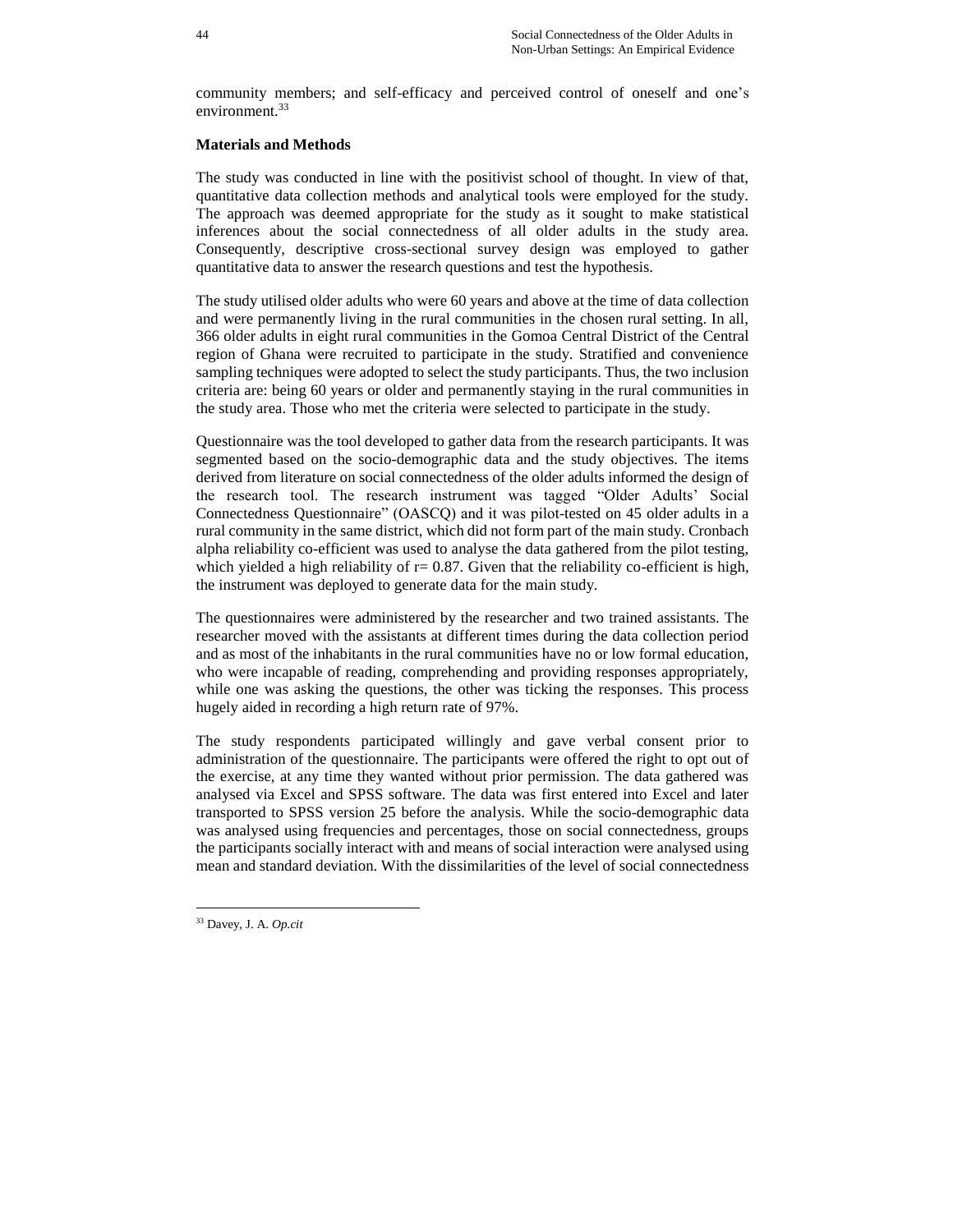community members; and self-efficacy and perceived control of oneself and one's environment.[33]

## Materials and Methods

The study was conducted in line with the positivist school of thought. In view of that, quantitative data collection methods and analytical tools were employed for the study. The approach was deemed appropriate for the study as it sought to make statistical inferences about the social connectedness of all older adults in the study area. Consequently, descriptive cross-sectional survey design was employed to gather quantitative data to answer the research questions and test the hypothesis.

The study utilised older adults who were 60 years and above at the time of data collection and were permanently living in the rural communities in the chosen rural setting. In all, 366 older adults in eight rural communities in the Gomoa Central District of the Central region of Ghana were recruited to participate in the study. Stratified and convenience sampling techniques were adopted to select the study participants. Thus, the two inclusion criteria are: being 60 years or older and permanently staying in the rural communities in the study area. Those who met the criteria were selected to participate in the study.

Questionnaire was the tool developed to gather data from the research participants. It was segmented based on the socio-demographic data and the study objectives. The items derived from literature on social connectedness of the older adults informed the design of the research tool. The research instrument was tagged "Older Adults' Social Connectedness Questionnaire" (OASCQ) and it was pilot-tested on 45 older adults in a rural community in the same district, which did not form part of the main study. Cronbach alpha reliability co-efficient was used to analyse the data gathered from the pilot testing, which yielded a high reliability of r= 0.87. Given that the reliability co-efficient is high, the instrument was deployed to generate data for the main study.

The questionnaires were administered by the researcher and two trained assistants. The researcher moved with the assistants at different times during the data collection period and as most of the inhabitants in the rural communities have no or low formal education, who were incapable of reading, comprehending and providing responses appropriately, while one was asking the questions, the other was ticking the responses. This process hugely aided in recording a high return rate of 97%.

The study respondents participated willingly and gave verbal consent prior to administration of the questionnaire. The participants were offered the right to opt out of the exercise, at any time they wanted without prior permission. The data gathered was analysed via Excel and SPSS software. The data was first entered into Excel and later transported to SPSS version 25 before the analysis. While the socio-demographic data was analysed using frequencies and percentages, those on social connectedness, groups the participants socially interact with and means of social interaction were analysed using mean and standard deviation. With the dissimilarities of the level of social connectedness

---

[33] Davey, J. A. *Op.cit*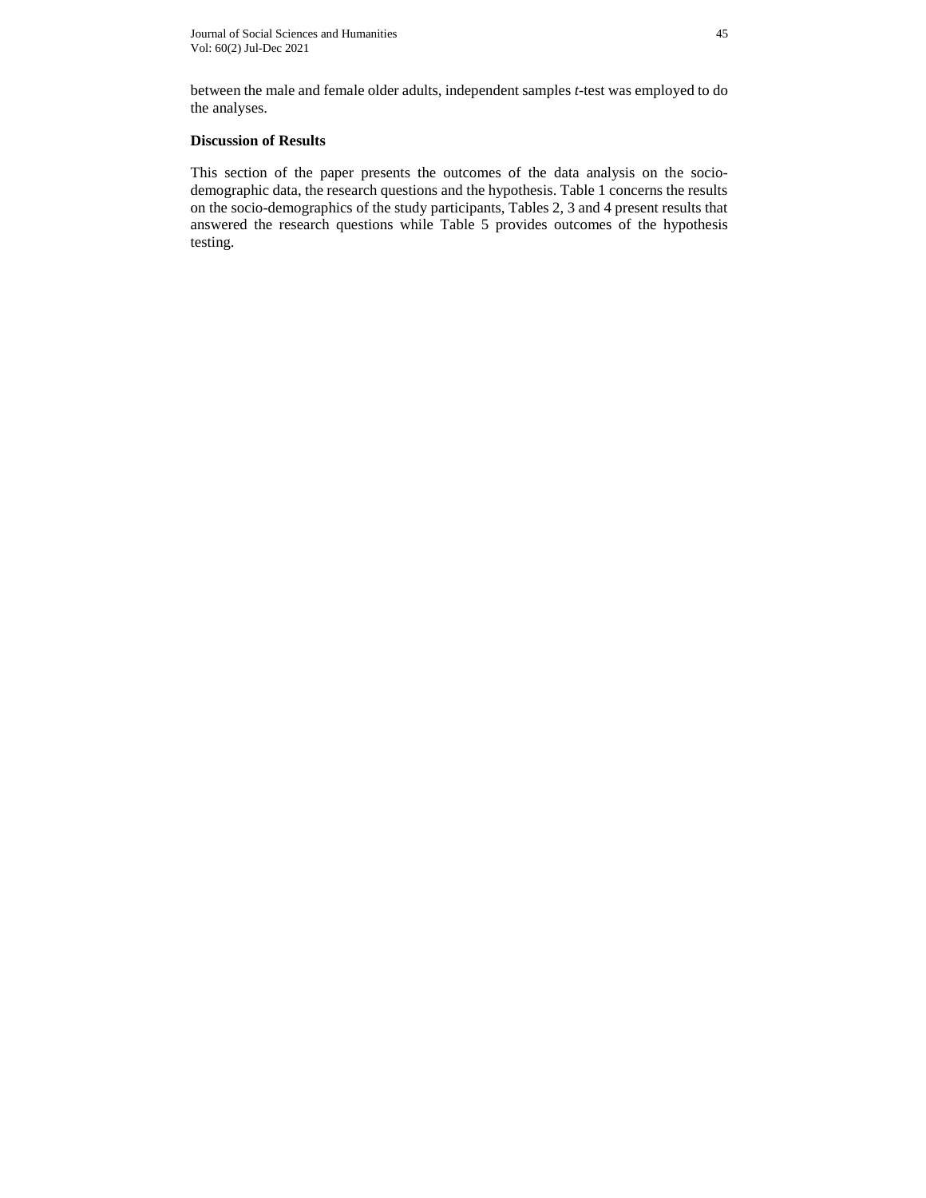between the male and female older adults, independent samples *t*-test was employed to do the analyses.

**Discussion of Results**

This section of the paper presents the outcomes of the data analysis on the socio-demographic data, the research questions and the hypothesis. Table 1 concerns the results on the socio-demographics of the study participants, Tables 2, 3 and 4 present results that answered the research questions while Table 5 provides outcomes of the hypothesis testing.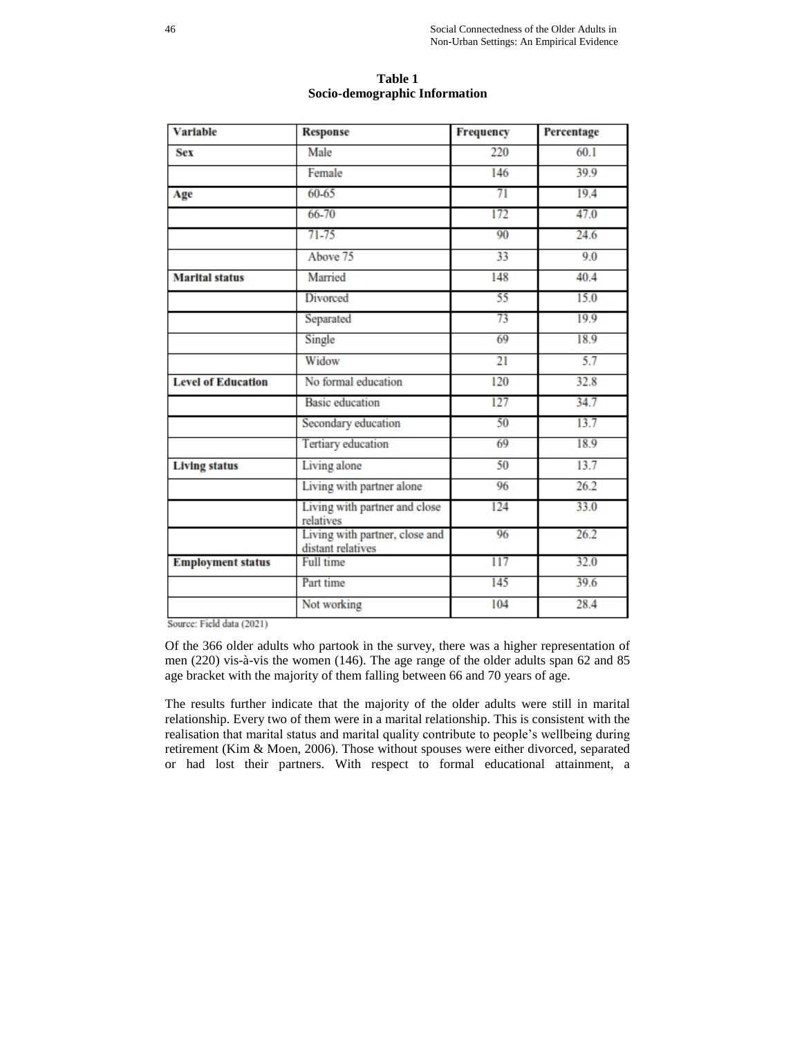**Table 1**
**Socio-demographic Information**

| Variable | Response | Frequency | Percentage |
|---|---|---|---|
| **Sex** | Male | 220 | 60.1 |
| | Female | 146 | 39.9 |
| **Age** | 60-65 | 71 | 19.4 |
| | 66-70 | 172 | 47.0 |
| | 71-75 | 90 | 24.6 |
| | Above 75 | 33 | 9.0 |
| **Marital status** | Married | 148 | 40.4 |
| | Divorced | 55 | 15.0 |
| | Separated | 73 | 19.9 |
| | Single | 69 | 18.9 |
| | Widow | 21 | 5.7 |
| **Level of Education** | No formal education | 120 | 32.8 |
| | Basic education | 127 | 34.7 |
| | Secondary education | 50 | 13.7 |
| | Tertiary education | 69 | 18.9 |
| **Living status** | Living alone | 50 | 13.7 |
| | Living with partner alone | 96 | 26.2 |
| | Living with partner and close relatives | 124 | 33.0 |
| | Living with partner, close and distant relatives | 96 | 26.2 |
| **Employment status** | Full time | 117 | 32.0 |
| | Part time | 145 | 39.6 |
| | Not working | 104 | 28.4 |

Source: Field data (2021)

Of the 366 older adults who partook in the survey, there was a higher representation of men (220) vis-à-vis the women (146). The age range of the older adults span 62 and 85 age bracket with the majority of them falling between 66 and 70 years of age.

The results further indicate that the majority of the older adults were still in marital relationship. Every two of them were in a marital relationship. This is consistent with the realisation that marital status and marital quality contribute to people's wellbeing during retirement (Kim & Moen, 2006). Those without spouses were either divorced, separated or had lost their partners. With respect to formal educational attainment, a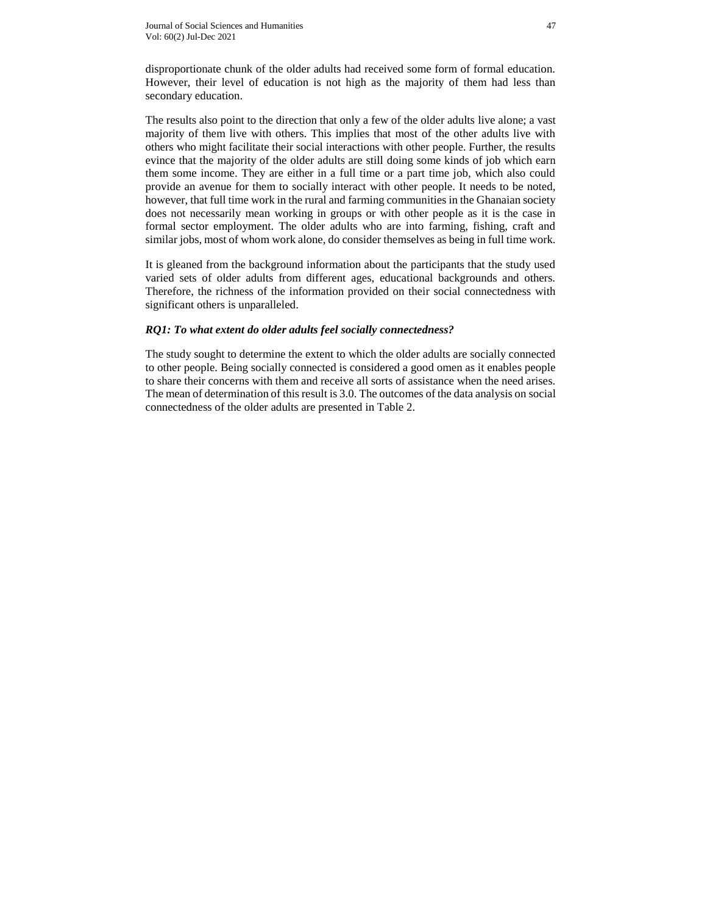disproportionate chunk of the older adults had received some form of formal education. However, their level of education is not high as the majority of them had less than secondary education.

The results also point to the direction that only a few of the older adults live alone; a vast majority of them live with others. This implies that most of the other adults live with others who might facilitate their social interactions with other people. Further, the results evince that the majority of the older adults are still doing some kinds of job which earn them some income. They are either in a full time or a part time job, which also could provide an avenue for them to socially interact with other people. It needs to be noted, however, that full time work in the rural and farming communities in the Ghanaian society does not necessarily mean working in groups or with other people as it is the case in formal sector employment. The older adults who are into farming, fishing, craft and similar jobs, most of whom work alone, do consider themselves as being in full time work.

It is gleaned from the background information about the participants that the study used varied sets of older adults from different ages, educational backgrounds and others. Therefore, the richness of the information provided on their social connectedness with significant others is unparalleled.

***RQ1: To what extent do older adults feel socially connectedness?***

The study sought to determine the extent to which the older adults are socially connected to other people. Being socially connected is considered a good omen as it enables people to share their concerns with them and receive all sorts of assistance when the need arises. The mean of determination of this result is 3.0. The outcomes of the data analysis on social connectedness of the older adults are presented in Table 2.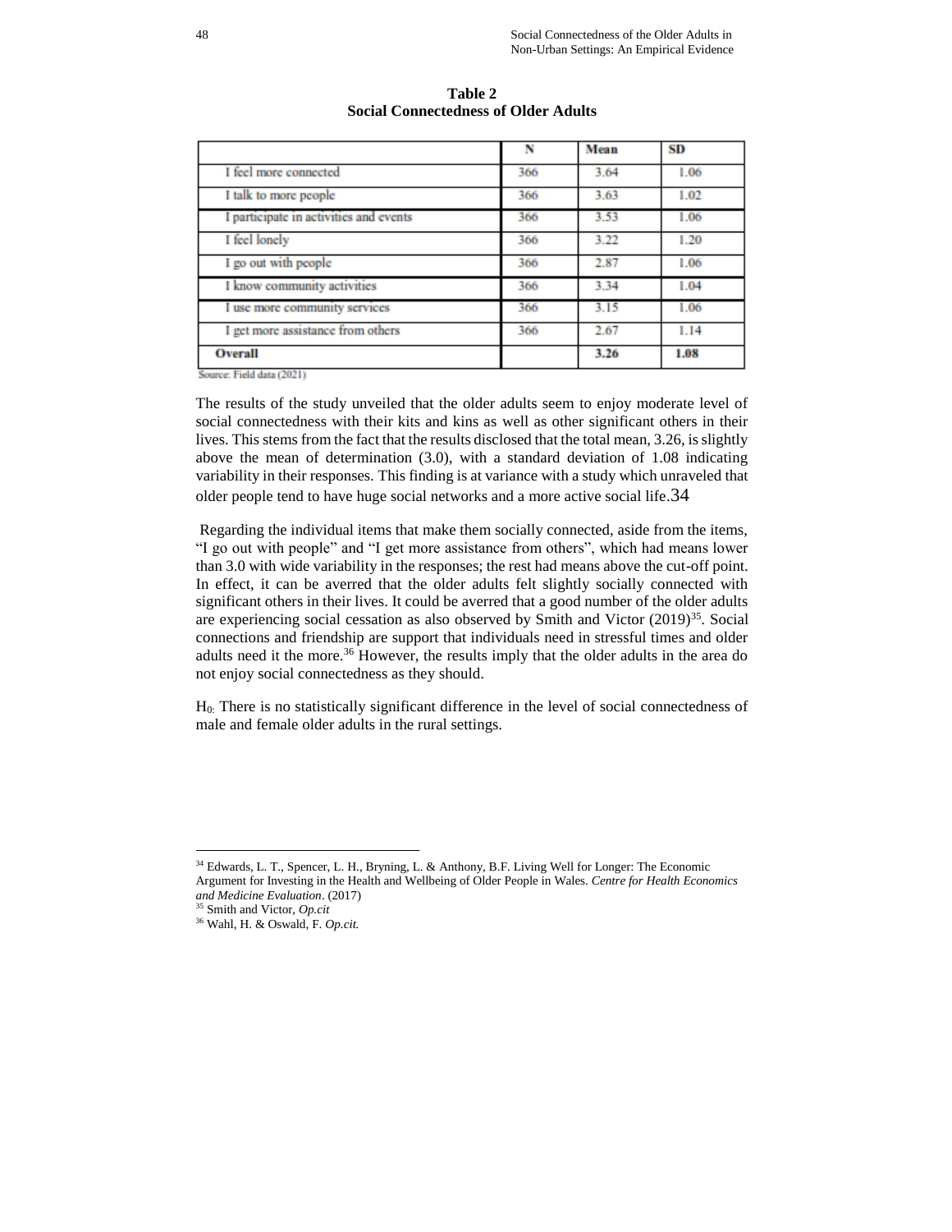**Table 2**
**Social Connectedness of Older Adults**

| | N | Mean | SD |
|---|---|---|---|
| I feel more connected | 366 | 3.64 | 1.06 |
| I talk to more people | 366 | 3.63 | 1.02 |
| I participate in activities and events | 366 | 3.53 | 1.06 |
| I feel lonely | 366 | 3.22 | 1.20 |
| I go out with people | 366 | 2.87 | 1.06 |
| I know community activities | 366 | 3.34 | 1.04 |
| I use more community services | 366 | 3.15 | 1.06 |
| I get more assistance from others | 366 | 2.67 | 1.14 |
| **Overall** | | **3.26** | **1.08** |

Source: Field data (2021)

The results of the study unveiled that the older adults seem to enjoy moderate level of social connectedness with their kits and kins as well as other significant others in their lives. This stems from the fact that the results disclosed that the total mean, 3.26, is slightly above the mean of determination (3.0), with a standard deviation of 1.08 indicating variability in their responses. This finding is at variance with a study which unraveled that older people tend to have huge social networks and a more active social life.[34]

Regarding the individual items that make them socially connected, aside from the items, "I go out with people" and "I get more assistance from others", which had means lower than 3.0 with wide variability in the responses; the rest had means above the cut-off point. In effect, it can be averred that the older adults felt slightly socially connected with significant others in their lives. It could be averred that a good number of the older adults are experiencing social cessation as also observed by Smith and Victor (2019)[35]. Social connections and friendship are support that individuals need in stressful times and older adults need it the more.[36] However, the results imply that the older adults in the area do not enjoy social connectedness as they should.

$H_0$: There is no statistically significant difference in the level of social connectedness of male and female older adults in the rural settings.

---

[34] Edwards, L. T., Spencer, L. H., Bryning, L. & Anthony, B.F. Living Well for Longer: The Economic Argument for Investing in the Health and Wellbeing of Older People in Wales. *Centre for Health Economics and Medicine Evaluation*. (2017)

[35] Smith and Victor, *Op.cit*

[36] Wahl, H. & Oswald, F. *Op.cit.*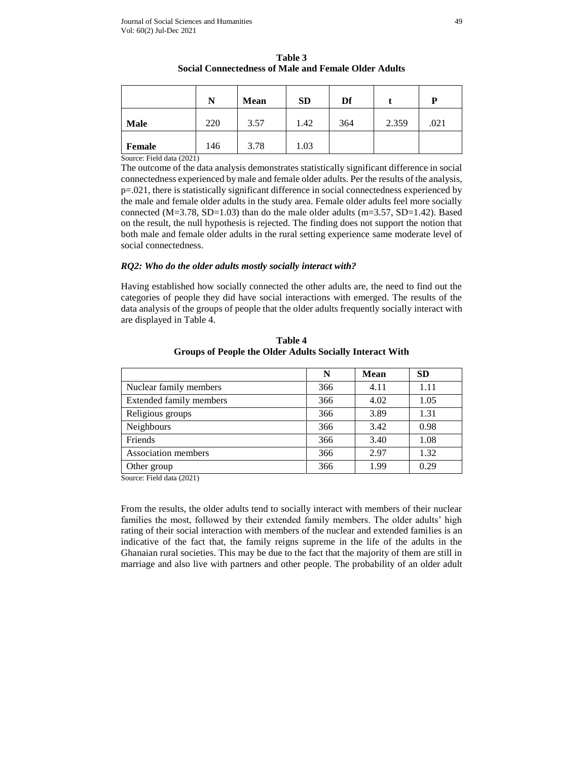**Table 3**
**Social Connectedness of Male and Female Older Adults**

| | N | Mean | SD | Df | t | P |
|---|---|---|---|---|---|---|
| **Male** | 220 | 3.57 | 1.42 | 364 | 2.359 | .021 |
| **Female** | 146 | 3.78 | 1.03 | | | |

Source: Field data (2021)

The outcome of the data analysis demonstrates statistically significant difference in social connectedness experienced by male and female older adults. Per the results of the analysis, $p=.021$, there is statistically significant difference in social connectedness experienced by the male and female older adults in the study area. Female older adults feel more socially connected ($M=3.78$, $SD=1.03$) than do the male older adults ($m=3.57$, $SD=1.42$). Based on the result, the null hypothesis is rejected. The finding does not support the notion that both male and female older adults in the rural setting experience same moderate level of social connectedness.

***RQ2: Who do the older adults mostly socially interact with?***

Having established how socially connected the other adults are, the need to find out the categories of people they did have social interactions with emerged. The results of the data analysis of the groups of people that the older adults frequently socially interact with are displayed in Table 4.

**Table 4**
**Groups of People the Older Adults Socially Interact With**

| | N | Mean | SD |
|---|---|---|---|
| Nuclear family members | 366 | 4.11 | 1.11 |
| Extended family members | 366 | 4.02 | 1.05 |
| Religious groups | 366 | 3.89 | 1.31 |
| Neighbours | 366 | 3.42 | 0.98 |
| Friends | 366 | 3.40 | 1.08 |
| Association members | 366 | 2.97 | 1.32 |
| Other group | 366 | 1.99 | 0.29 |

Source: Field data (2021)

From the results, the older adults tend to socially interact with members of their nuclear families the most, followed by their extended family members. The older adults' high rating of their social interaction with members of the nuclear and extended families is an indicative of the fact that, the family reigns supreme in the life of the adults in the Ghanaian rural societies. This may be due to the fact that the majority of them are still in marriage and also live with partners and other people. The probability of an older adult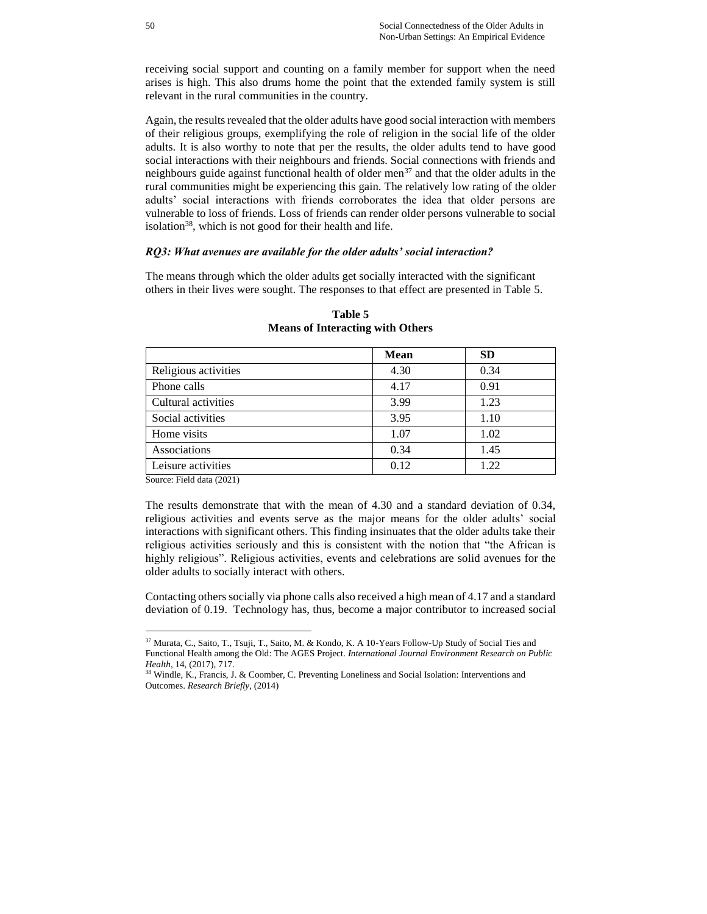receiving social support and counting on a family member for support when the need arises is high. This also drums home the point that the extended family system is still relevant in the rural communities in the country.

Again, the results revealed that the older adults have good social interaction with members of their religious groups, exemplifying the role of religion in the social life of the older adults. It is also worthy to note that per the results, the older adults tend to have good social interactions with their neighbours and friends. Social connections with friends and neighbours guide against functional health of older men[37] and that the older adults in the rural communities might be experiencing this gain. The relatively low rating of the older adults' social interactions with friends corroborates the idea that older persons are vulnerable to loss of friends. Loss of friends can render older persons vulnerable to social isolation[38], which is not good for their health and life.

### *RQ3: What avenues are available for the older adults' social interaction?*

The means through which the older adults get socially interacted with the significant others in their lives were sought. The responses to that effect are presented in Table 5.

**Table 5**
**Means of Interacting with Others**

| | Mean | SD |
|---|---|---|
| Religious activities | 4.30 | 0.34 |
| Phone calls | 4.17 | 0.91 |
| Cultural activities | 3.99 | 1.23 |
| Social activities | 3.95 | 1.10 |
| Home visits | 1.07 | 1.02 |
| Associations | 0.34 | 1.45 |
| Leisure activities | 0.12 | 1.22 |

Source: Field data (2021)

The results demonstrate that with the mean of 4.30 and a standard deviation of 0.34, religious activities and events serve as the major means for the older adults' social interactions with significant others. This finding insinuates that the older adults take their religious activities seriously and this is consistent with the notion that "the African is highly religious". Religious activities, events and celebrations are solid avenues for the older adults to socially interact with others.

Contacting others socially via phone calls also received a high mean of 4.17 and a standard deviation of 0.19. Technology has, thus, become a major contributor to increased social

---

[37] Murata, C., Saito, T., Tsuji, T., Saito, M. & Kondo, K. A 10-Years Follow-Up Study of Social Ties and Functional Health among the Old: The AGES Project. *International Journal Environment Research on Public Health*, 14, (2017), 717.

[38] Windle, K., Francis, J. & Coomber, C. Preventing Loneliness and Social Isolation: Interventions and Outcomes. *Research Briefly*, (2014)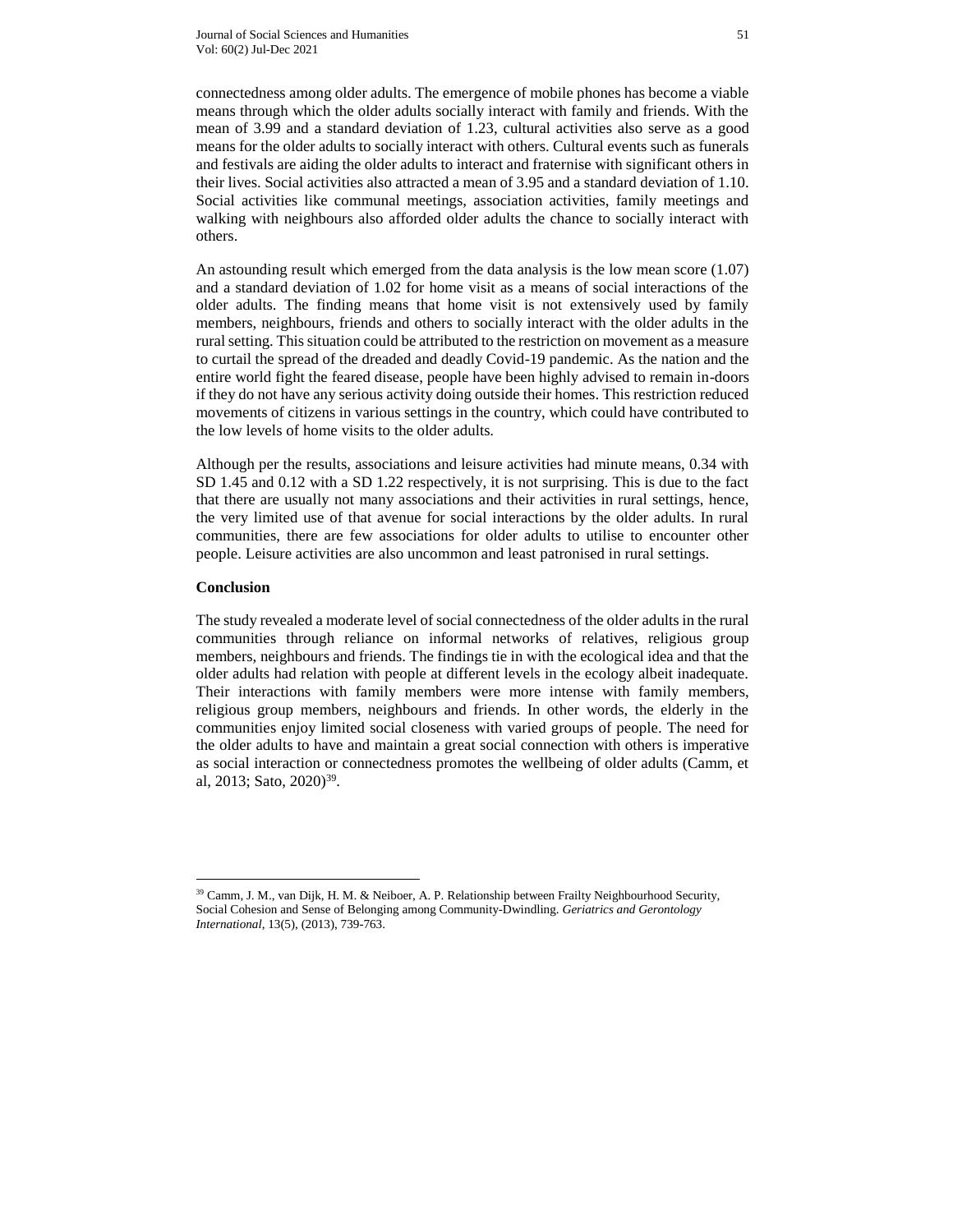connectedness among older adults. The emergence of mobile phones has become a viable means through which the older adults socially interact with family and friends. With the mean of 3.99 and a standard deviation of 1.23, cultural activities also serve as a good means for the older adults to socially interact with others. Cultural events such as funerals and festivals are aiding the older adults to interact and fraternise with significant others in their lives. Social activities also attracted a mean of 3.95 and a standard deviation of 1.10. Social activities like communal meetings, association activities, family meetings and walking with neighbours also afforded older adults the chance to socially interact with others.

An astounding result which emerged from the data analysis is the low mean score (1.07) and a standard deviation of 1.02 for home visit as a means of social interactions of the older adults. The finding means that home visit is not extensively used by family members, neighbours, friends and others to socially interact with the older adults in the rural setting. This situation could be attributed to the restriction on movement as a measure to curtail the spread of the dreaded and deadly Covid-19 pandemic. As the nation and the entire world fight the feared disease, people have been highly advised to remain in-doors if they do not have any serious activity doing outside their homes. This restriction reduced movements of citizens in various settings in the country, which could have contributed to the low levels of home visits to the older adults.

Although per the results, associations and leisure activities had minute means, 0.34 with SD 1.45 and 0.12 with a SD 1.22 respectively, it is not surprising. This is due to the fact that there are usually not many associations and their activities in rural settings, hence, the very limited use of that avenue for social interactions by the older adults. In rural communities, there are few associations for older adults to utilise to encounter other people. Leisure activities are also uncommon and least patronised in rural settings.

## Conclusion

The study revealed a moderate level of social connectedness of the older adults in the rural communities through reliance on informal networks of relatives, religious group members, neighbours and friends. The findings tie in with the ecological idea and that the older adults had relation with people at different levels in the ecology albeit inadequate. Their interactions with family members were more intense with family members, religious group members, neighbours and friends. In other words, the elderly in the communities enjoy limited social closeness with varied groups of people. The need for the older adults to have and maintain a great social connection with others is imperative as social interaction or connectedness promotes the wellbeing of older adults (Camm, et al, 2013; Sato, 2020)[39].

---

[39] Camm, J. M., van Dijk, H. M. & Neiboer, A. P. Relationship between Frailty Neighbourhood Security, Social Cohesion and Sense of Belonging among Community-Dwindling. *Geriatrics and Gerontology International*, 13(5), (2013), 739-763.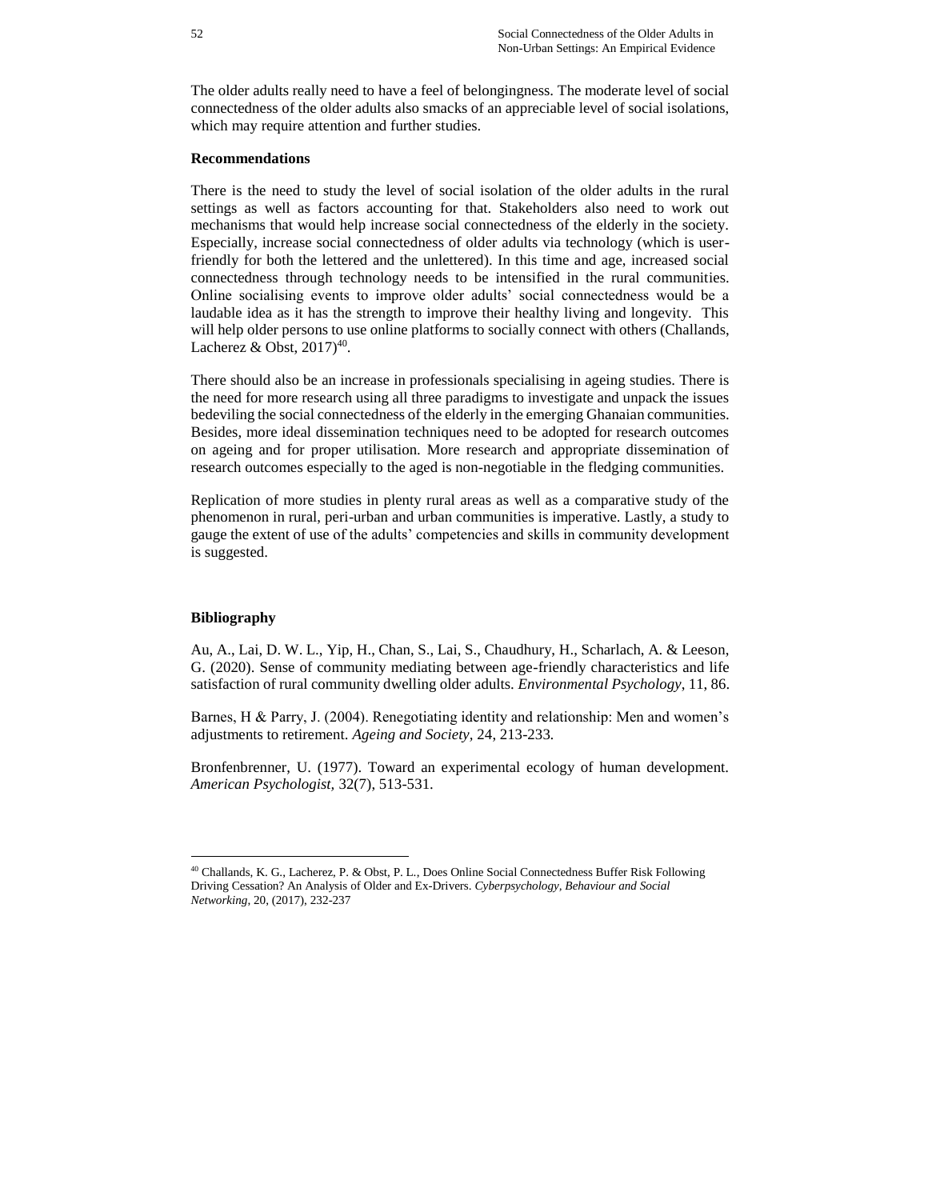The older adults really need to have a feel of belongingness. The moderate level of social connectedness of the older adults also smacks of an appreciable level of social isolations, which may require attention and further studies.

**Recommendations**

There is the need to study the level of social isolation of the older adults in the rural settings as well as factors accounting for that. Stakeholders also need to work out mechanisms that would help increase social connectedness of the elderly in the society. Especially, increase social connectedness of older adults via technology (which is user-friendly for both the lettered and the unlettered). In this time and age, increased social connectedness through technology needs to be intensified in the rural communities. Online socialising events to improve older adults' social connectedness would be a laudable idea as it has the strength to improve their healthy living and longevity. This will help older persons to use online platforms to socially connect with others (Challands, Lacherez & Obst, 2017)[40].

There should also be an increase in professionals specialising in ageing studies. There is the need for more research using all three paradigms to investigate and unpack the issues bedeviling the social connectedness of the elderly in the emerging Ghanaian communities. Besides, more ideal dissemination techniques need to be adopted for research outcomes on ageing and for proper utilisation. More research and appropriate dissemination of research outcomes especially to the aged is non-negotiable in the fledging communities.

Replication of more studies in plenty rural areas as well as a comparative study of the phenomenon in rural, peri-urban and urban communities is imperative. Lastly, a study to gauge the extent of use of the adults' competencies and skills in community development is suggested.

**Bibliography**

Au, A., Lai, D. W. L., Yip, H., Chan, S., Lai, S., Chaudhury, H., Scharlach, A. & Leeson, G. (2020). Sense of community mediating between age-friendly characteristics and life satisfaction of rural community dwelling older adults. *Environmental Psychology*, 11, 86.

Barnes, H & Parry, J. (2004). Renegotiating identity and relationship: Men and women's adjustments to retirement. *Ageing and Society*, 24, 213-233.

Bronfenbrenner, U. (1977). Toward an experimental ecology of human development. *American Psychologist*, 32(7), 513-531.

---

[40] Challands, K. G., Lacherez, P. & Obst, P. L., Does Online Social Connectedness Buffer Risk Following Driving Cessation? An Analysis of Older and Ex-Drivers. *Cyberpsychology, Behaviour and Social Networking*, 20, (2017), 232-237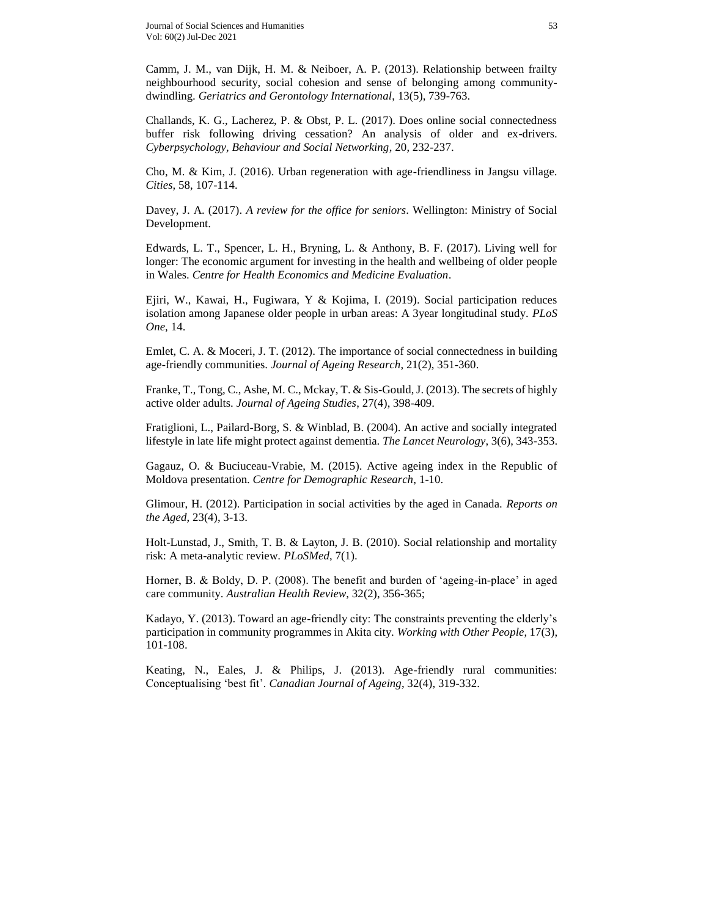Camm, J. M., van Dijk, H. M. & Neiboer, A. P. (2013). Relationship between frailty neighbourhood security, social cohesion and sense of belonging among community-dwindling. *Geriatrics and Gerontology International*, 13(5), 739-763.

Challands, K. G., Lacherez, P. & Obst, P. L. (2017). Does online social connectedness buffer risk following driving cessation? An analysis of older and ex-drivers. *Cyberpsychology, Behaviour and Social Networking*, 20, 232-237.

Cho, M. & Kim, J. (2016). Urban regeneration with age-friendliness in Jangsu village. *Cities*, 58, 107-114.

Davey, J. A. (2017). *A review for the office for seniors*. Wellington: Ministry of Social Development.

Edwards, L. T., Spencer, L. H., Bryning, L. & Anthony, B. F. (2017). Living well for longer: The economic argument for investing in the health and wellbeing of older people in Wales. *Centre for Health Economics and Medicine Evaluation*.

Ejiri, W., Kawai, H., Fugiwara, Y & Kojima, I. (2019). Social participation reduces isolation among Japanese older people in urban areas: A 3year longitudinal study. *PLoS One*, 14.

Emlet, C. A. & Moceri, J. T. (2012). The importance of social connectedness in building age-friendly communities. *Journal of Ageing Research*, 21(2), 351-360.

Franke, T., Tong, C., Ashe, M. C., Mckay, T. & Sis-Gould, J. (2013). The secrets of highly active older adults. *Journal of Ageing Studies*, 27(4), 398-409.

Fratiglioni, L., Pailard-Borg, S. & Winblad, B. (2004). An active and socially integrated lifestyle in late life might protect against dementia. *The Lancet Neurology*, 3(6), 343-353.

Gagauz, O. & Buciuceau-Vrabie, M. (2015). Active ageing index in the Republic of Moldova presentation. *Centre for Demographic Research*, 1-10.

Glimour, H. (2012). Participation in social activities by the aged in Canada. *Reports on the Aged*, 23(4), 3-13.

Holt-Lunstad, J., Smith, T. B. & Layton, J. B. (2010). Social relationship and mortality risk: A meta-analytic review. *PLoSMed*, 7(1).

Horner, B. & Boldy, D. P. (2008). The benefit and burden of 'ageing-in-place' in aged care community. *Australian Health Review*, 32(2), 356-365;

Kadayo, Y. (2013). Toward an age-friendly city: The constraints preventing the elderly's participation in community programmes in Akita city. *Working with Other People*, 17(3), 101-108.

Keating, N., Eales, J. & Philips, J. (2013). Age-friendly rural communities: Conceptualising 'best fit'. *Canadian Journal of Ageing*, 32(4), 319-332.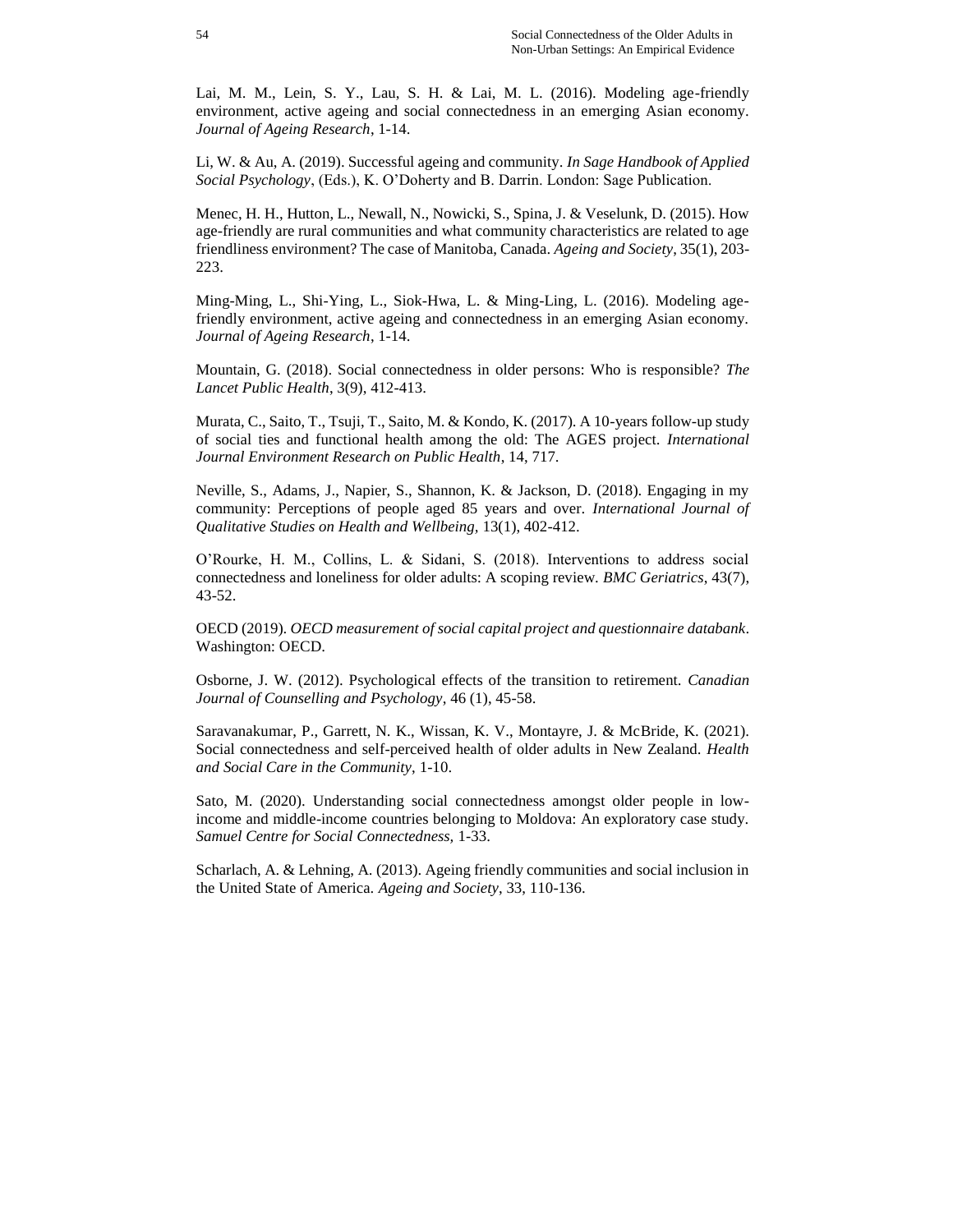Lai, M. M., Lein, S. Y., Lau, S. H. & Lai, M. L. (2016). Modeling age-friendly environment, active ageing and social connectedness in an emerging Asian economy. *Journal of Ageing Research*, 1-14.

Li, W. & Au, A. (2019). Successful ageing and community. *In Sage Handbook of Applied Social Psychology*, (Eds.), K. O'Doherty and B. Darrin. London: Sage Publication.

Menec, H. H., Hutton, L., Newall, N., Nowicki, S., Spina, J. & Veselunk, D. (2015). How age-friendly are rural communities and what community characteristics are related to age friendliness environment? The case of Manitoba, Canada. *Ageing and Society*, 35(1), 203-223.

Ming-Ming, L., Shi-Ying, L., Siok-Hwa, L. & Ming-Ling, L. (2016). Modeling age-friendly environment, active ageing and connectedness in an emerging Asian economy. *Journal of Ageing Research*, 1-14.

Mountain, G. (2018). Social connectedness in older persons: Who is responsible? *The Lancet Public Health*, 3(9), 412-413.

Murata, C., Saito, T., Tsuji, T., Saito, M. & Kondo, K. (2017). A 10-years follow-up study of social ties and functional health among the old: The AGES project. *International Journal Environment Research on Public Health*, 14, 717.

Neville, S., Adams, J., Napier, S., Shannon, K. & Jackson, D. (2018). Engaging in my community: Perceptions of people aged 85 years and over. *International Journal of Qualitative Studies on Health and Wellbeing*, 13(1), 402-412.

O'Rourke, H. M., Collins, L. & Sidani, S. (2018). Interventions to address social connectedness and loneliness for older adults: A scoping review. *BMC Geriatrics*, 43(7), 43-52.

OECD (2019). *OECD measurement of social capital project and questionnaire databank*. Washington: OECD.

Osborne, J. W. (2012). Psychological effects of the transition to retirement. *Canadian Journal of Counselling and Psychology*, 46 (1), 45-58.

Saravanakumar, P., Garrett, N. K., Wissan, K. V., Montayre, J. & McBride, K. (2021). Social connectedness and self-perceived health of older adults in New Zealand. *Health and Social Care in the Community*, 1-10.

Sato, M. (2020). Understanding social connectedness amongst older people in low-income and middle-income countries belonging to Moldova: An exploratory case study. *Samuel Centre for Social Connectedness*, 1-33.

Scharlach, A. & Lehning, A. (2013). Ageing friendly communities and social inclusion in the United State of America. *Ageing and Society*, 33, 110-136.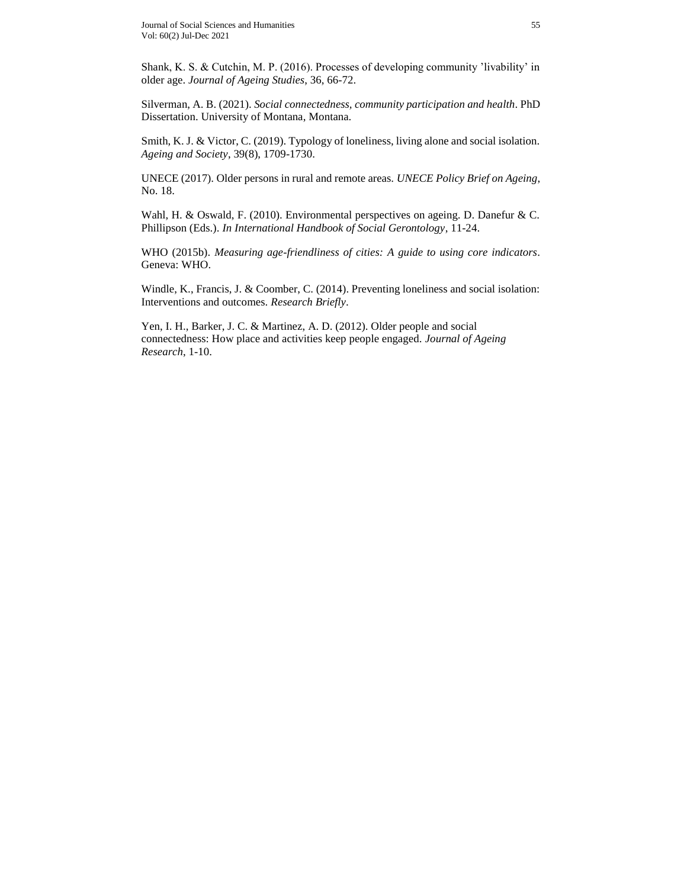Shank, K. S. & Cutchin, M. P. (2016). Processes of developing community ’livability’ in older age. *Journal of Ageing Studies*, 36, 66-72.

Silverman, A. B. (2021). *Social connectedness, community participation and health*. PhD Dissertation. University of Montana, Montana.

Smith, K. J. & Victor, C. (2019). Typology of loneliness, living alone and social isolation. *Ageing and Society*, 39(8), 1709-1730.

UNECE (2017). Older persons in rural and remote areas. *UNECE Policy Brief on Ageing*, No. 18.

Wahl, H. & Oswald, F. (2010). Environmental perspectives on ageing. D. Danefur & C. Phillipson (Eds.). *In International Handbook of Social Gerontology*, 11-24.

WHO (2015b). *Measuring age-friendliness of cities: A guide to using core indicators*. Geneva: WHO.

Windle, K., Francis, J. & Coomber, C. (2014). Preventing loneliness and social isolation: Interventions and outcomes. *Research Briefly*.

Yen, I. H., Barker, J. C. & Martinez, A. D. (2012). Older people and social connectedness: How place and activities keep people engaged. *Journal of Ageing Research*, 1-10.